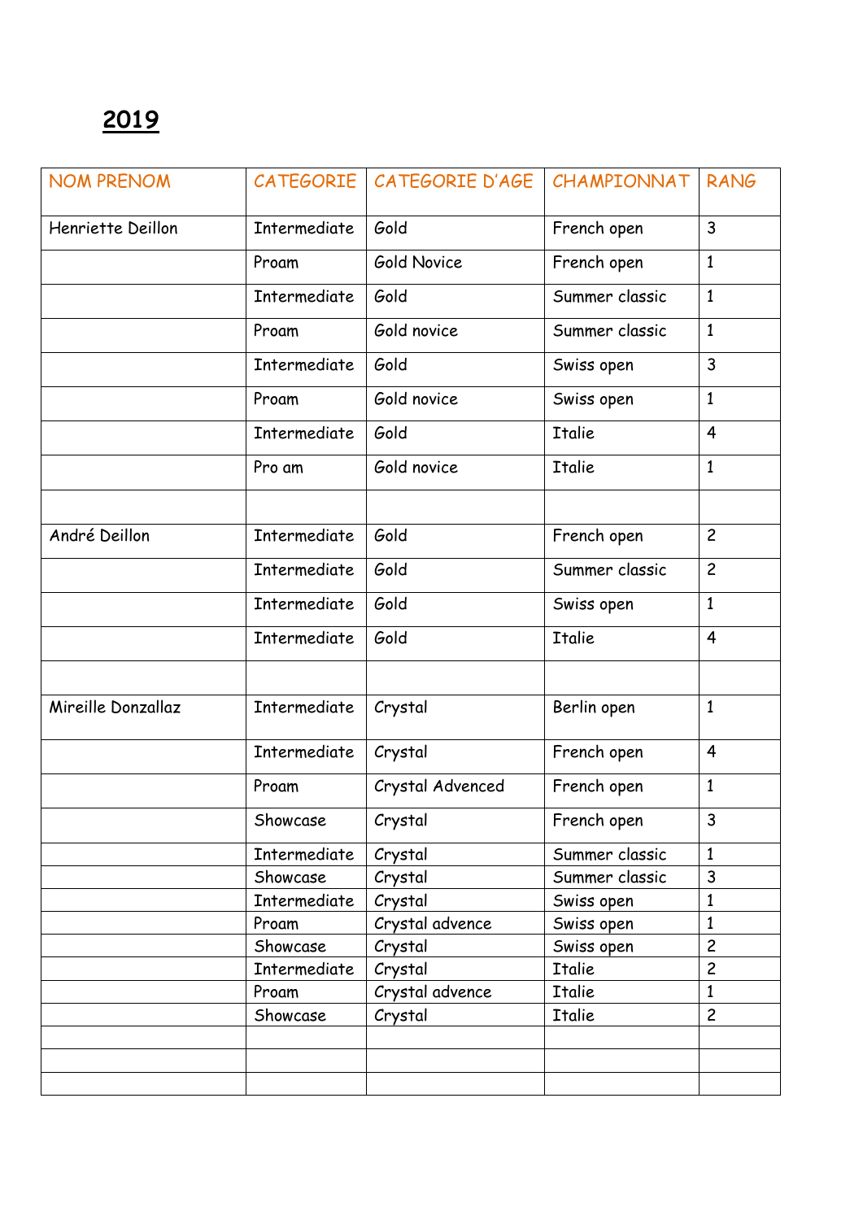# 2019

| NOM PRENOM | CATEGORIE | CATEGORIE D'AGE | CHAMPIONNAT | RANG |
|---|---|---|---|---|
| Henriette Deillon | Intermediate | Gold | French open | 3 |
| | Proam | Gold Novice | French open | 1 |
| | Intermediate | Gold | Summer classic | 1 |
| | Proam | Gold novice | Summer classic | 1 |
| | Intermediate | Gold | Swiss open | 3 |
| | Proam | Gold novice | Swiss open | 1 |
| | Intermediate | Gold | Italie | 4 |
| | Pro am | Gold novice | Italie | 1 |
| | | | | |
| André Deillon | Intermediate | Gold | French open | 2 |
| | Intermediate | Gold | Summer classic | 2 |
| | Intermediate | Gold | Swiss open | 1 |
| | Intermediate | Gold | Italie | 4 |
| | | | | |
| Mireille Donzallaz | Intermediate | Crystal | Berlin open | 1 |
| | Intermediate | Crystal | French open | 4 |
| | Proam | Crystal Advenced | French open | 1 |
| | Showcase | Crystal | French open | 3 |
| | Intermediate | Crystal | Summer classic | 1 |
| | Showcase | Crystal | Summer classic | 3 |
| | Intermediate | Crystal | Swiss open | 1 |
| | Proam | Crystal advence | Swiss open | 1 |
| | Showcase | Crystal | Swiss open | 2 |
| | Intermediate | Crystal | Italie | 2 |
| | Proam | Crystal advence | Italie | 1 |
| | Showcase | Crystal | Italie | 2 |
| | | | | |
| | | | | |
| | | | | |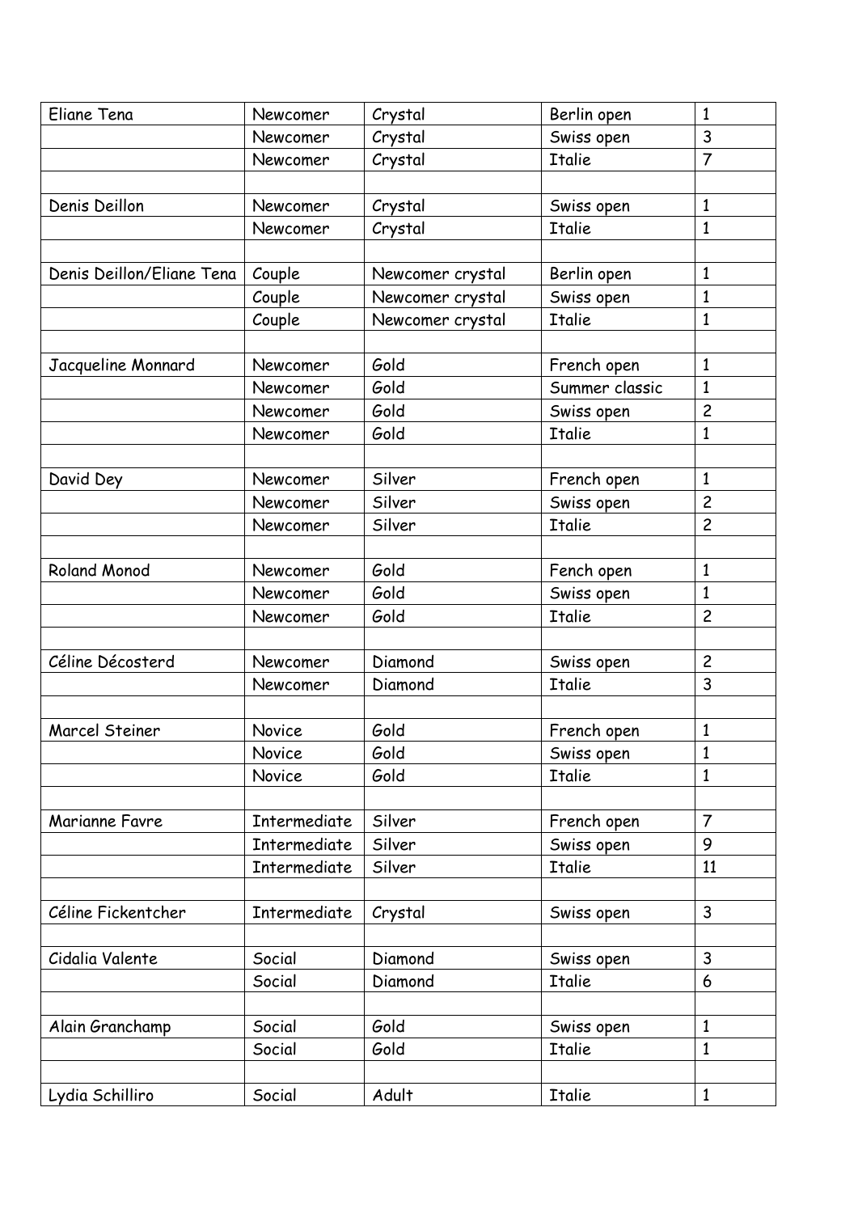| Eliane Tena | Newcomer | Crystal | Berlin open | 1 |
|---|---|---|---|---|
| | Newcomer | Crystal | Swiss open | 3 |
| | Newcomer | Crystal | Italie | 7 |
| | | | | |
| Denis Deillon | Newcomer | Crystal | Swiss open | 1 |
| | Newcomer | Crystal | Italie | 1 |
| | | | | |
| Denis Deillon/Eliane Tena | Couple | Newcomer crystal | Berlin open | 1 |
| | Couple | Newcomer crystal | Swiss open | 1 |
| | Couple | Newcomer crystal | Italie | 1 |
| | | | | |
| Jacqueline Monnard | Newcomer | Gold | French open | 1 |
| | Newcomer | Gold | Summer classic | 1 |
| | Newcomer | Gold | Swiss open | 2 |
| | Newcomer | Gold | Italie | 1 |
| | | | | |
| David Dey | Newcomer | Silver | French open | 1 |
| | Newcomer | Silver | Swiss open | 2 |
| | Newcomer | Silver | Italie | 2 |
| | | | | |
| Roland Monod | Newcomer | Gold | Fench open | 1 |
| | Newcomer | Gold | Swiss open | 1 |
| | Newcomer | Gold | Italie | 2 |
| | | | | |
| Céline Décosterd | Newcomer | Diamond | Swiss open | 2 |
| | Newcomer | Diamond | Italie | 3 |
| | | | | |
| Marcel Steiner | Novice | Gold | French open | 1 |
| | Novice | Gold | Swiss open | 1 |
| | Novice | Gold | Italie | 1 |
| | | | | |
| Marianne Favre | Intermediate | Silver | French open | 7 |
| | Intermediate | Silver | Swiss open | 9 |
| | Intermediate | Silver | Italie | 11 |
| | | | | |
| Céline Fickentcher | Intermediate | Crystal | Swiss open | 3 |
| | | | | |
| Cidalia Valente | Social | Diamond | Swiss open | 3 |
| | Social | Diamond | Italie | 6 |
| | | | | |
| Alain Granchamp | Social | Gold | Swiss open | 1 |
| | Social | Gold | Italie | 1 |
| | | | | |
| Lydia Schilliro | Social | Adult | Italie | 1 |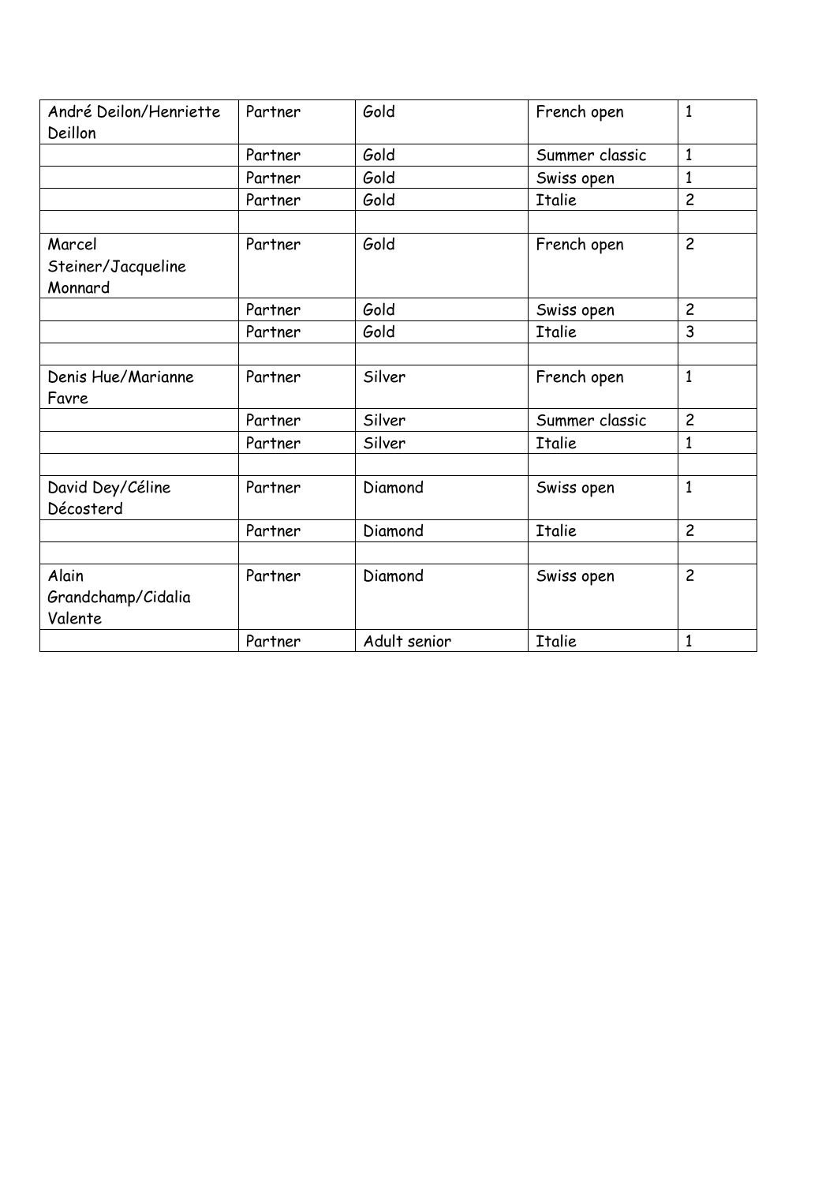| | | | | |
|---|---|---|---|---|
| André Deilon/Henriette Deillon | Partner | Gold | French open | 1 |
| | Partner | Gold | Summer classic | 1 |
| | Partner | Gold | Swiss open | 1 |
| | Partner | Gold | Italie | 2 |
| | | | | |
| Marcel Steiner/Jacqueline Monnard | Partner | Gold | French open | 2 |
| | Partner | Gold | Swiss open | 2 |
| | Partner | Gold | Italie | 3 |
| | | | | |
| Denis Hue/Marianne Favre | Partner | Silver | French open | 1 |
| | Partner | Silver | Summer classic | 2 |
| | Partner | Silver | Italie | 1 |
| | | | | |
| David Dey/Céline Décosterd | Partner | Diamond | Swiss open | 1 |
| | Partner | Diamond | Italie | 2 |
| | | | | |
| Alain Grandchamp/Cidalia Valente | Partner | Diamond | Swiss open | 2 |
| | Partner | Adult senior | Italie | 1 |